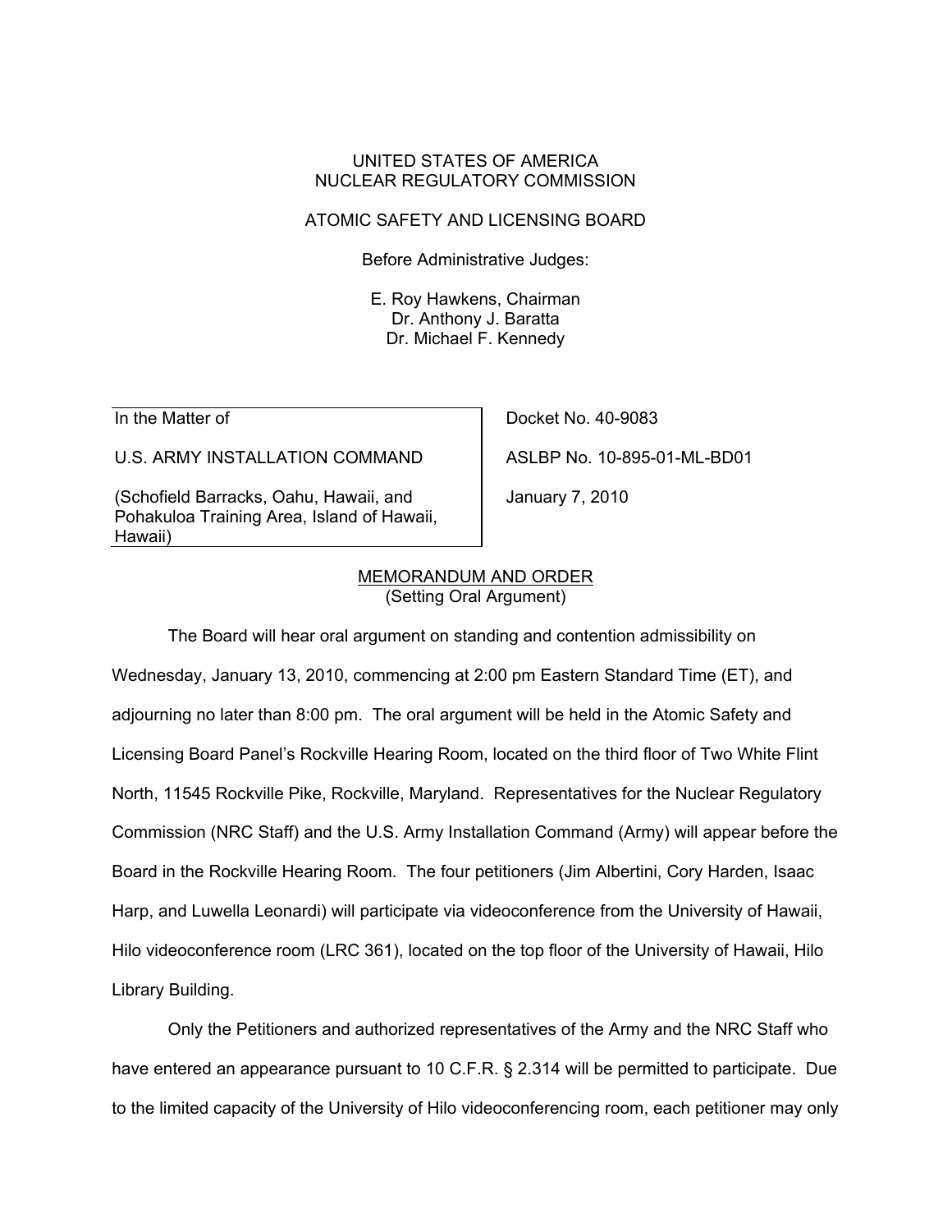UNITED STATES OF AMERICA
NUCLEAR REGULATORY COMMISSION

ATOMIC SAFETY AND LICENSING BOARD

Before Administrative Judges:

E. Roy Hawkens, Chairman
Dr. Anthony J. Baratta
Dr. Michael F. Kennedy

| In the Matter of | Docket No. 40-9083 |
|---|---|
| U.S. ARMY INSTALLATION COMMAND | ASLBP No. 10-895-01-ML-BD01 |
| (Schofield Barracks, Oahu, Hawaii, and Pohakuloa Training Area, Island of Hawaii, Hawaii) | January 7, 2010 |

MEMORANDUM AND ORDER
(Setting Oral Argument)

The Board will hear oral argument on standing and contention admissibility on Wednesday, January 13, 2010, commencing at 2:00 pm Eastern Standard Time (ET), and adjourning no later than 8:00 pm. The oral argument will be held in the Atomic Safety and Licensing Board Panel's Rockville Hearing Room, located on the third floor of Two White Flint North, 11545 Rockville Pike, Rockville, Maryland. Representatives for the Nuclear Regulatory Commission (NRC Staff) and the U.S. Army Installation Command (Army) will appear before the Board in the Rockville Hearing Room. The four petitioners (Jim Albertini, Cory Harden, Isaac Harp, and Luwella Leonardi) will participate via videoconference from the University of Hawaii, Hilo videoconference room (LRC 361), located on the top floor of the University of Hawaii, Hilo Library Building.

Only the Petitioners and authorized representatives of the Army and the NRC Staff who have entered an appearance pursuant to 10 C.F.R. § 2.314 will be permitted to participate. Due to the limited capacity of the University of Hilo videoconferencing room, each petitioner may only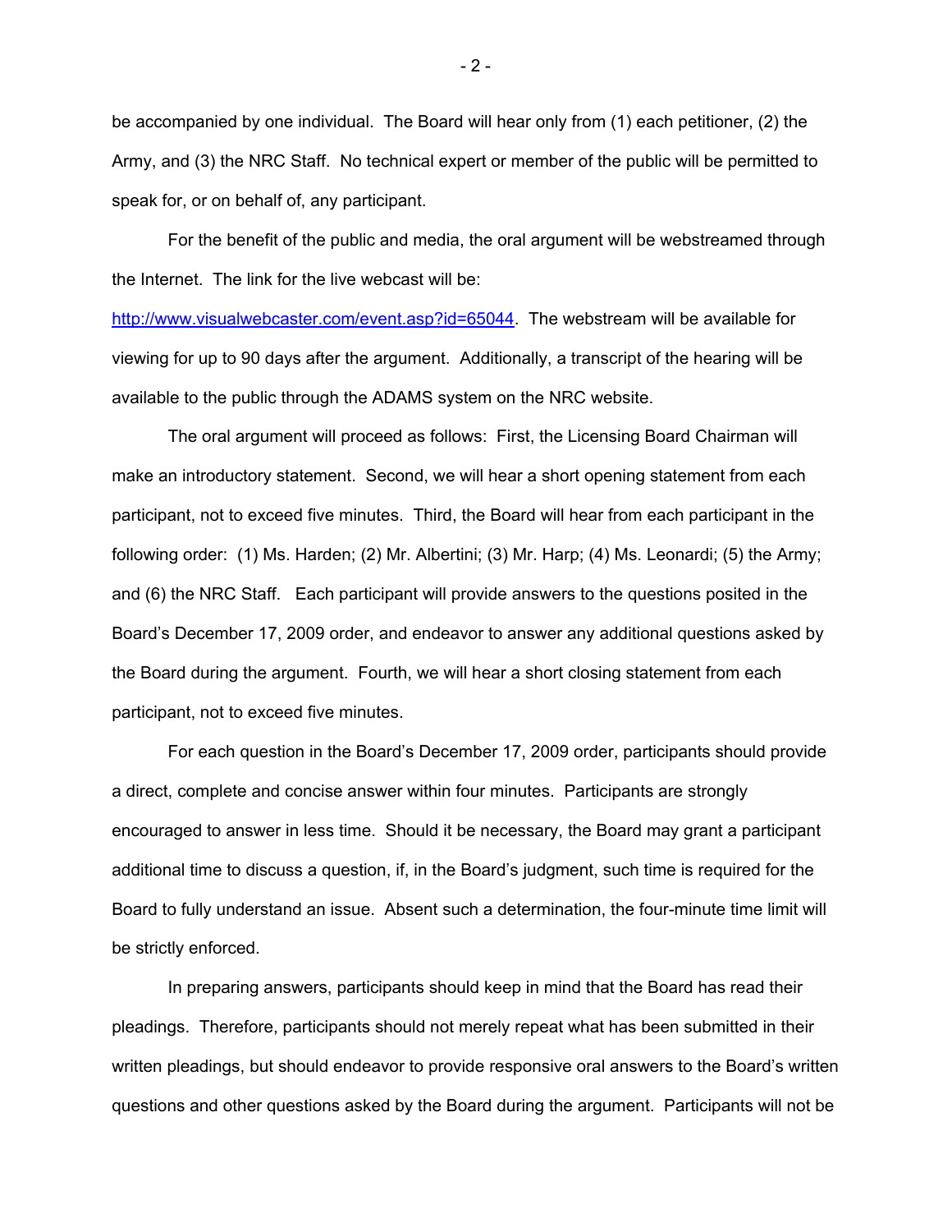be accompanied by one individual. The Board will hear only from (1) each petitioner, (2) the Army, and (3) the NRC Staff. No technical expert or member of the public will be permitted to speak for, or on behalf of, any participant.

For the benefit of the public and media, the oral argument will be webstreamed through the Internet. The link for the live webcast will be: http://www.visualwebcaster.com/event.asp?id=65044. The webstream will be available for viewing for up to 90 days after the argument. Additionally, a transcript of the hearing will be available to the public through the ADAMS system on the NRC website.

The oral argument will proceed as follows: First, the Licensing Board Chairman will make an introductory statement. Second, we will hear a short opening statement from each participant, not to exceed five minutes. Third, the Board will hear from each participant in the following order: (1) Ms. Harden; (2) Mr. Albertini; (3) Mr. Harp; (4) Ms. Leonardi; (5) the Army; and (6) the NRC Staff. Each participant will provide answers to the questions posited in the Board's December 17, 2009 order, and endeavor to answer any additional questions asked by the Board during the argument. Fourth, we will hear a short closing statement from each participant, not to exceed five minutes.

For each question in the Board's December 17, 2009 order, participants should provide a direct, complete and concise answer within four minutes. Participants are strongly encouraged to answer in less time. Should it be necessary, the Board may grant a participant additional time to discuss a question, if, in the Board's judgment, such time is required for the Board to fully understand an issue. Absent such a determination, the four-minute time limit will be strictly enforced.

In preparing answers, participants should keep in mind that the Board has read their pleadings. Therefore, participants should not merely repeat what has been submitted in their written pleadings, but should endeavor to provide responsive oral answers to the Board's written questions and other questions asked by the Board during the argument. Participants will not be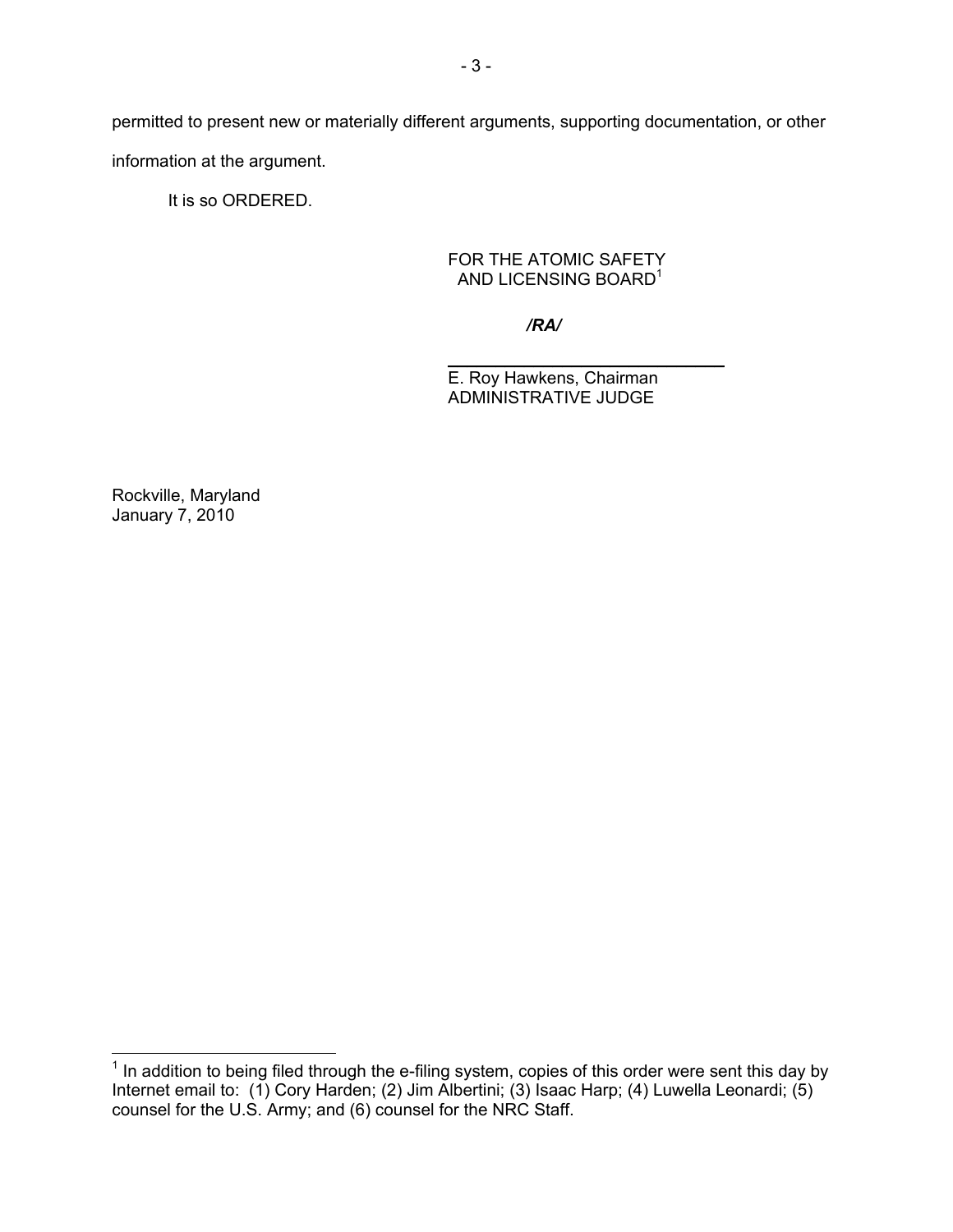permitted to present new or materially different arguments, supporting documentation, or other information at the argument.

It is so ORDERED.

FOR THE ATOMIC SAFETY
AND LICENSING BOARD[1]

*/RA/*

E. Roy Hawkens, Chairman
ADMINISTRATIVE JUDGE

Rockville, Maryland
January 7, 2010

---

[1] In addition to being filed through the e-filing system, copies of this order were sent this day by Internet email to: (1) Cory Harden; (2) Jim Albertini; (3) Isaac Harp; (4) Luwella Leonardi; (5) counsel for the U.S. Army; and (6) counsel for the NRC Staff.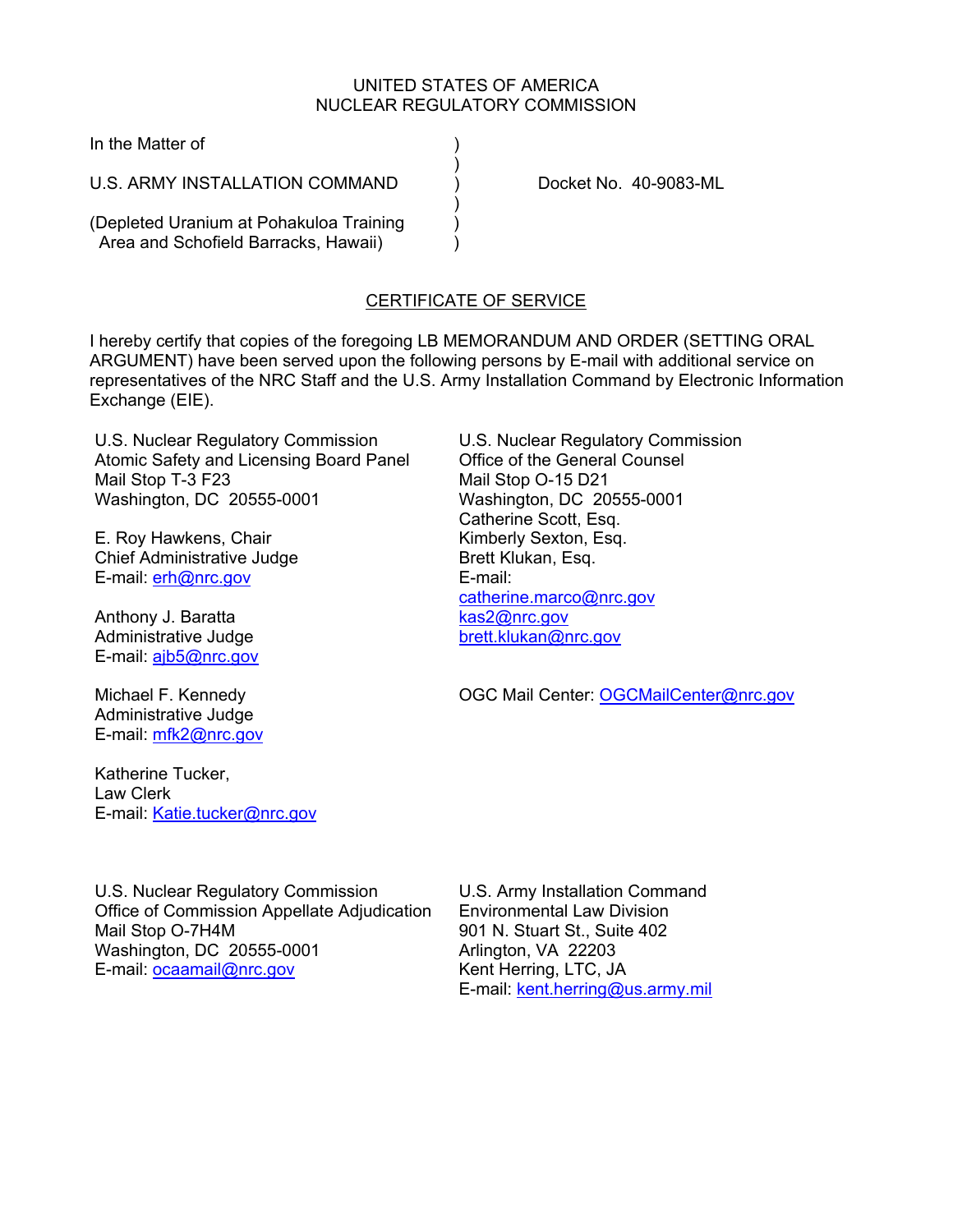UNITED STATES OF AMERICA
NUCLEAR REGULATORY COMMISSION

In the Matter of )
)
U.S. ARMY INSTALLATION COMMAND ) Docket No. 40-9083-ML
)
(Depleted Uranium at Pohakuloa Training Area and Schofield Barracks, Hawaii) )

## CERTIFICATE OF SERVICE

I hereby certify that copies of the foregoing LB MEMORANDUM AND ORDER (SETTING ORAL ARGUMENT) have been served upon the following persons by E-mail with additional service on representatives of the NRC Staff and the U.S. Army Installation Command by Electronic Information Exchange (EIE).

U.S. Nuclear Regulatory Commission
Atomic Safety and Licensing Board Panel
Mail Stop T-3 F23
Washington, DC 20555-0001

E. Roy Hawkens, Chair
Chief Administrative Judge
E-mail: erh@nrc.gov

Anthony J. Baratta
Administrative Judge
E-mail: ajb5@nrc.gov

Michael F. Kennedy
Administrative Judge
E-mail: mfk2@nrc.gov

Katherine Tucker,
Law Clerk
E-mail: Katie.tucker@nrc.gov

U.S. Nuclear Regulatory Commission
Office of the General Counsel
Mail Stop O-15 D21
Washington, DC 20555-0001
Catherine Scott, Esq.
Kimberly Sexton, Esq.
Brett Klukan, Esq.
E-mail:
catherine.marco@nrc.gov
kas2@nrc.gov
brett.klukan@nrc.gov

OGC Mail Center: OGCMailCenter@nrc.gov

U.S. Nuclear Regulatory Commission
Office of Commission Appellate Adjudication
Mail Stop O-7H4M
Washington, DC 20555-0001
E-mail: ocaamail@nrc.gov

U.S. Army Installation Command
Environmental Law Division
901 N. Stuart St., Suite 402
Arlington, VA 22203
Kent Herring, LTC, JA
E-mail: kent.herring@us.army.mil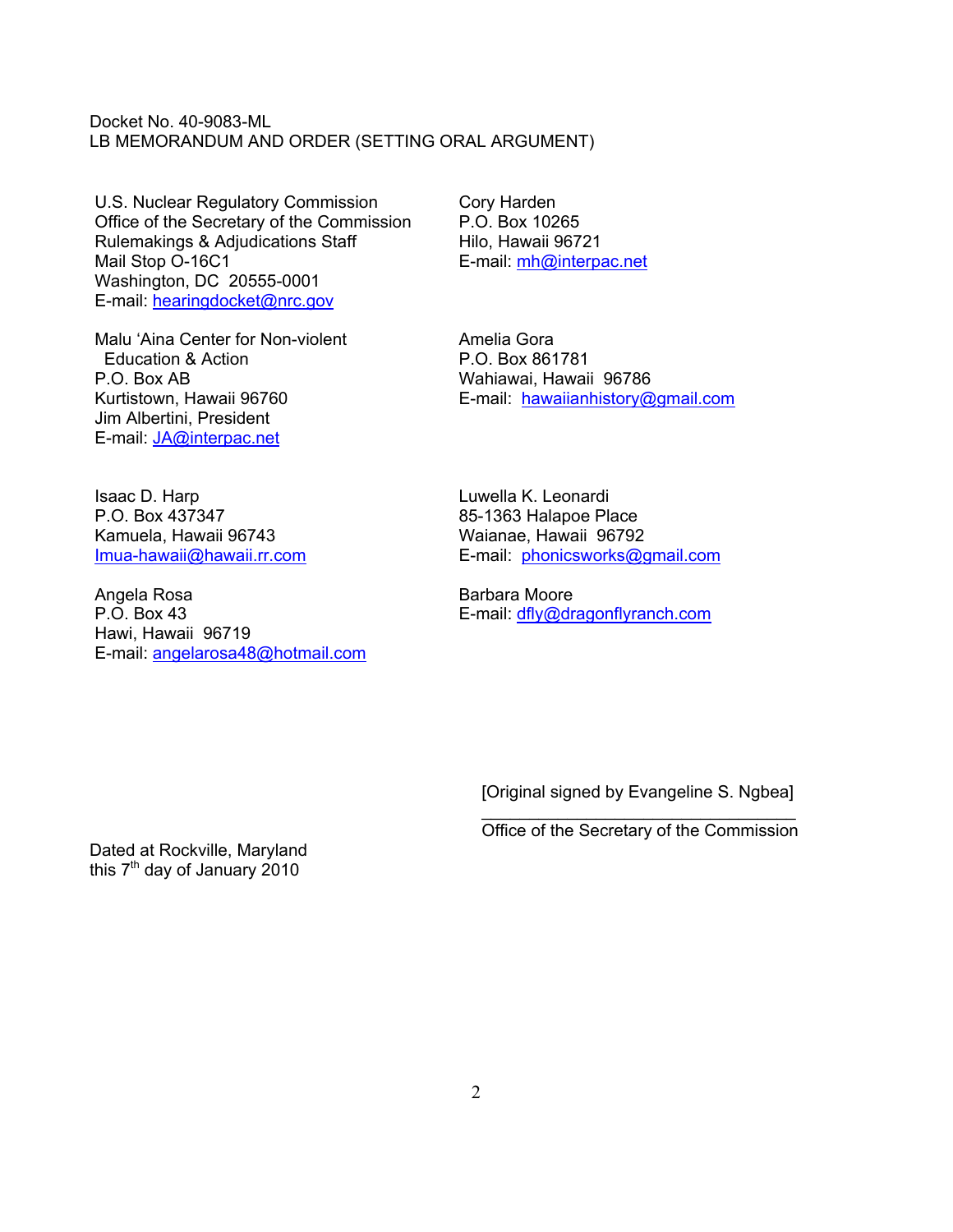Docket No. 40-9083-ML
LB MEMORANDUM AND ORDER (SETTING ORAL ARGUMENT)

U.S. Nuclear Regulatory Commission
Office of the Secretary of the Commission
Rulemakings & Adjudications Staff
Mail Stop O-16C1
Washington, DC 20555-0001
E-mail: hearingdocket@nrc.gov

Cory Harden
P.O. Box 10265
Hilo, Hawaii 96721
E-mail: mh@interpac.net

Malu 'Aina Center for Non-violent Education & Action
P.O. Box AB
Kurtistown, Hawaii 96760
Jim Albertini, President
E-mail: JA@interpac.net

Amelia Gora
P.O. Box 861781
Wahiawai, Hawaii 96786
E-mail: hawaiianhistory@gmail.com

Isaac D. Harp
P.O. Box 437347
Kamuela, Hawaii 96743
Imua-hawaii@hawaii.rr.com

Luwella K. Leonardi
85-1363 Halapoe Place
Waianae, Hawaii 96792
E-mail: phonicsworks@gmail.com

Angela Rosa
P.O. Box 43
Hawi, Hawaii 96719
E-mail: angelarosa48@hotmail.com

Barbara Moore
E-mail: dfly@dragonflyranch.com

[Original signed by Evangeline S. Ngbea]

Office of the Secretary of the Commission

Dated at Rockville, Maryland
this 7th day of January 2010